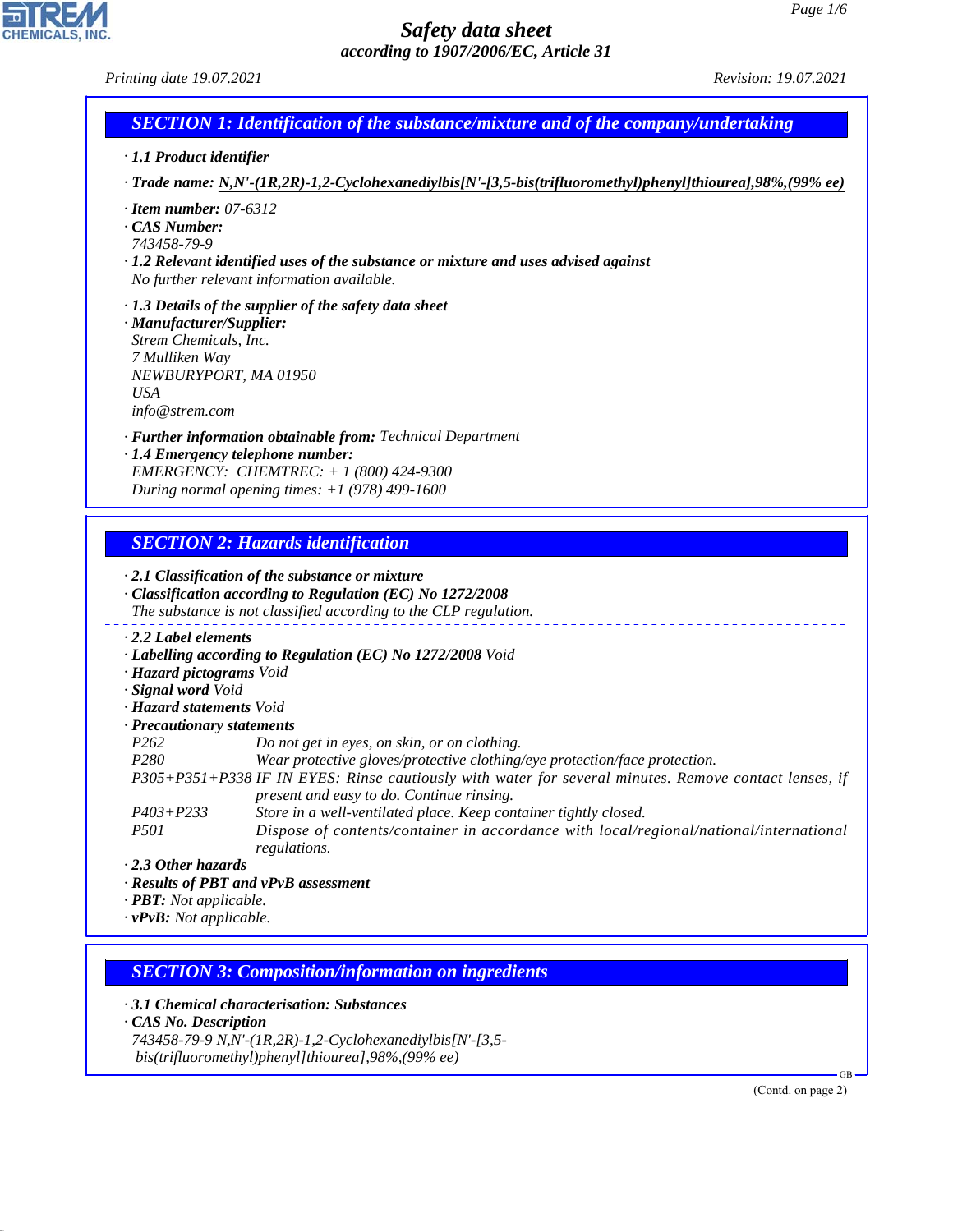# Safety data sheet

*according to 1907/2006/EC, Article 31*

Printing date 19.07.2021 Revision: 19.07.2021

## SECTION 1: Identification of the substance/mixture and of the company/undertaking

· **1.1 Product identifier**

· **Trade name: N,N'-(1R,2R)-1,2-Cyclohexanediylbis[N'-[3,5-bis(trifluoromethyl)phenyl]thiourea],98%,(99% ee)**

· **Item number:** 07-6312
· **CAS Number:**
743458-79-9
· **1.2 Relevant identified uses of the substance or mixture and uses advised against**
No further relevant information available.

· **1.3 Details of the supplier of the safety data sheet**
· **Manufacturer/Supplier:**
Strem Chemicals, Inc.
7 Mulliken Way
NEWBURYPORT, MA 01950
USA
info@strem.com

· **Further information obtainable from:** Technical Department
· **1.4 Emergency telephone number:**
EMERGENCY: CHEMTREC: + 1 (800) 424-9300
During normal opening times: +1 (978) 499-1600

## SECTION 2: Hazards identification

· **2.1 Classification of the substance or mixture**
· **Classification according to Regulation (EC) No 1272/2008**
The substance is not classified according to the CLP regulation.

· **2.2 Label elements**
· **Labelling according to Regulation (EC) No 1272/2008** Void
· **Hazard pictograms** Void
· **Signal word** Void
· **Hazard statements** Void
· **Precautionary statements**

| | |
|---|---|
| P262 | Do not get in eyes, on skin, or on clothing. |
| P280 | Wear protective gloves/protective clothing/eye protection/face protection. |
| P305+P351+P338 | IF IN EYES: Rinse cautiously with water for several minutes. Remove contact lenses, if present and easy to do. Continue rinsing. |
| P403+P233 | Store in a well-ventilated place. Keep container tightly closed. |
| P501 | Dispose of contents/container in accordance with local/regional/national/international regulations. |

· **2.3 Other hazards**
· **Results of PBT and vPvB assessment**
· **PBT:** Not applicable.
· **vPvB:** Not applicable.

## SECTION 3: Composition/information on ingredients

· **3.1 Chemical characterisation: Substances**
· **CAS No. Description**
743458-79-9 N,N'-(1R,2R)-1,2-Cyclohexanediylbis[N'-[3,5-bis(trifluoromethyl)phenyl]thiourea],98%,(99% ee)

(Contd. on page 2)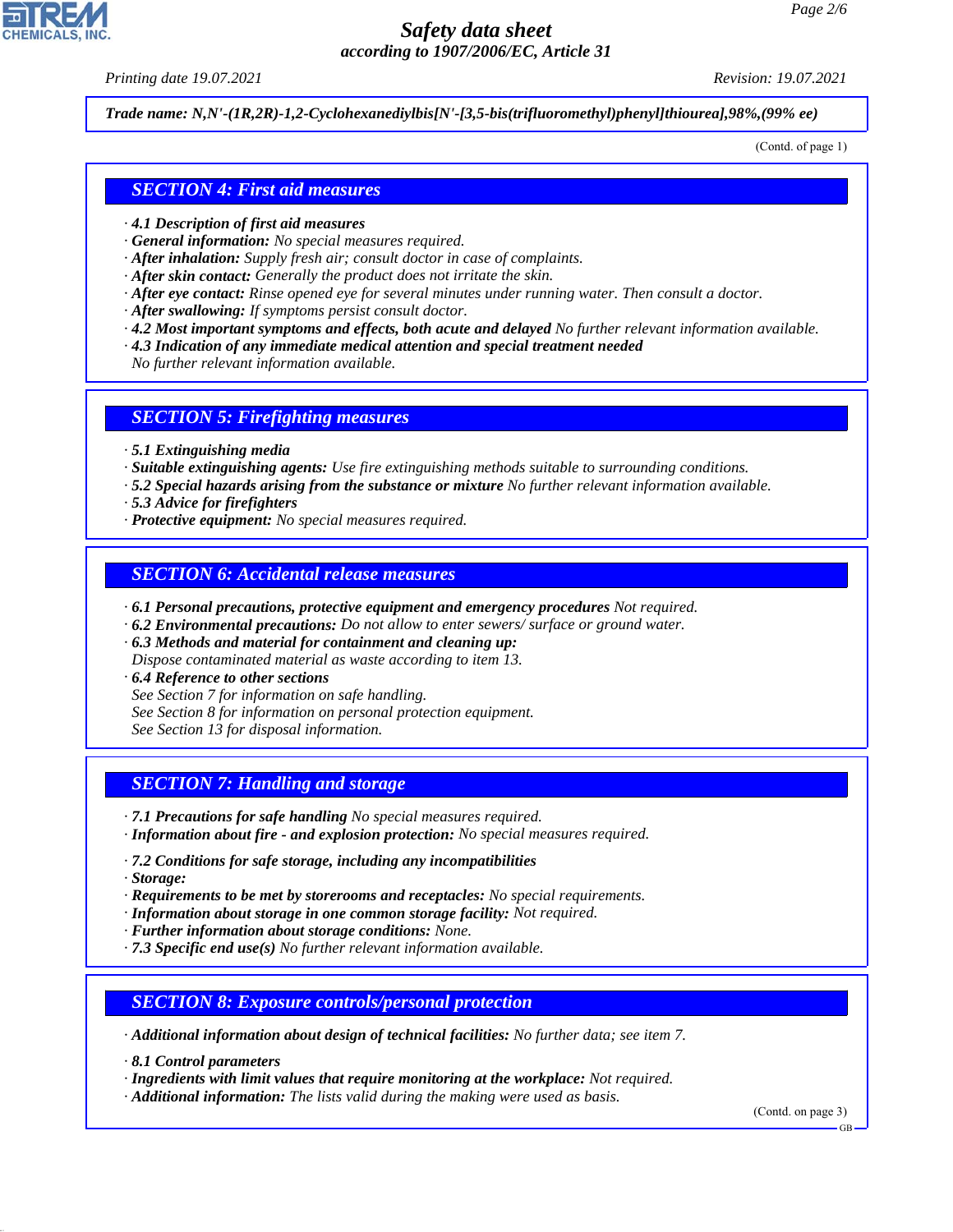**Trade name: N,N'-(1R,2R)-1,2-Cyclohexanediylbis[N'-[3,5-bis(trifluoromethyl)phenyl]thiourea],98%,(99% ee)**

(Contd. of page 1)

## SECTION 4: First aid measures

· **4.1 Description of first aid measures**
· **General information:** No special measures required.
· **After inhalation:** Supply fresh air; consult doctor in case of complaints.
· **After skin contact:** Generally the product does not irritate the skin.
· **After eye contact:** Rinse opened eye for several minutes under running water. Then consult a doctor.
· **After swallowing:** If symptoms persist consult doctor.
· **4.2 Most important symptoms and effects, both acute and delayed** No further relevant information available.
· **4.3 Indication of any immediate medical attention and special treatment needed**
No further relevant information available.

## SECTION 5: Firefighting measures

· **5.1 Extinguishing media**
· **Suitable extinguishing agents:** Use fire extinguishing methods suitable to surrounding conditions.
· **5.2 Special hazards arising from the substance or mixture** No further relevant information available.
· **5.3 Advice for firefighters**
· **Protective equipment:** No special measures required.

## SECTION 6: Accidental release measures

· **6.1 Personal precautions, protective equipment and emergency procedures** Not required.
· **6.2 Environmental precautions:** Do not allow to enter sewers/ surface or ground water.
· **6.3 Methods and material for containment and cleaning up:**
Dispose contaminated material as waste according to item 13.
· **6.4 Reference to other sections**
See Section 7 for information on safe handling.
See Section 8 for information on personal protection equipment.
See Section 13 for disposal information.

## SECTION 7: Handling and storage

· **7.1 Precautions for safe handling** No special measures required.
· **Information about fire - and explosion protection:** No special measures required.

· **7.2 Conditions for safe storage, including any incompatibilities**
· **Storage:**
· **Requirements to be met by storerooms and receptacles:** No special requirements.
· **Information about storage in one common storage facility:** Not required.
· **Further information about storage conditions:** None.
· **7.3 Specific end use(s)** No further relevant information available.

## SECTION 8: Exposure controls/personal protection

· **Additional information about design of technical facilities:** No further data; see item 7.

· **8.1 Control parameters**
· **Ingredients with limit values that require monitoring at the workplace:** Not required.
· **Additional information:** The lists valid during the making were used as basis.

(Contd. on page 3)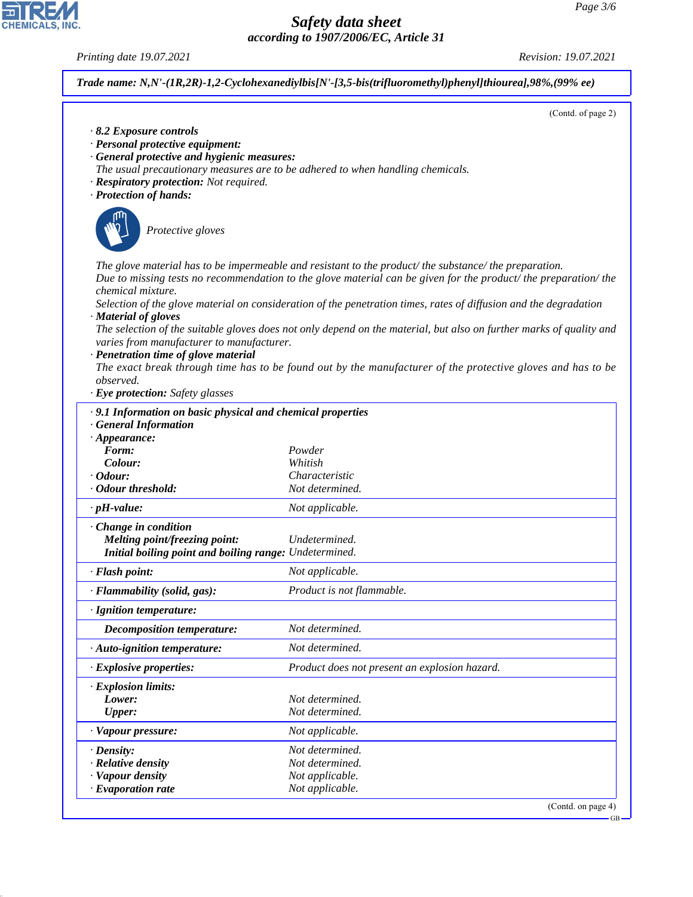**Trade name: N,N'-(1R,2R)-1,2-Cyclohexanediylbis[N'-[3,5-bis(trifluoromethyl)phenyl]thiourea],98%,(99% ee)**

(Contd. of page 2)

· **8.2 Exposure controls**
· **Personal protective equipment:**
· **General protective and hygienic measures:**
The usual precautionary measures are to be adhered to when handling chemicals.
· **Respiratory protection:** Not required.
· **Protection of hands:**

Protective gloves

The glove material has to be impermeable and resistant to the product/ the substance/ the preparation.
Due to missing tests no recommendation to the glove material can be given for the product/ the preparation/ the chemical mixture.
Selection of the glove material on consideration of the penetration times, rates of diffusion and the degradation
· **Material of gloves**
The selection of the suitable gloves does not only depend on the material, but also on further marks of quality and varies from manufacturer to manufacturer.
· **Penetration time of glove material**
The exact break through time has to be found out by the manufacturer of the protective gloves and has to be observed.
· **Eye protection:** Safety glasses

· **9.1 Information on basic physical and chemical properties**
· **General Information**

| | |
|---|---|
| · **Appearance:** | |
| **Form:** | Powder |
| **Colour:** | Whitish |
| · **Odour:** | Characteristic |
| · **Odour threshold:** | Not determined. |
| · **pH-value:** | Not applicable. |
| · **Change in condition** | |
| **Melting point/freezing point:** | Undetermined. |
| **Initial boiling point and boiling range:** | Undetermined. |
| · **Flash point:** | Not applicable. |
| · **Flammability (solid, gas):** | Product is not flammable. |
| · **Ignition temperature:** | |
| **Decomposition temperature:** | Not determined. |
| · **Auto-ignition temperature:** | Not determined. |
| · **Explosive properties:** | Product does not present an explosion hazard. |
| · **Explosion limits:** | |
| **Lower:** | Not determined. |
| **Upper:** | Not determined. |
| · **Vapour pressure:** | Not applicable. |
| · **Density:** | Not determined. |
| · **Relative density** | Not determined. |
| · **Vapour density** | Not applicable. |
| · **Evaporation rate** | Not applicable. |

(Contd. on page 4)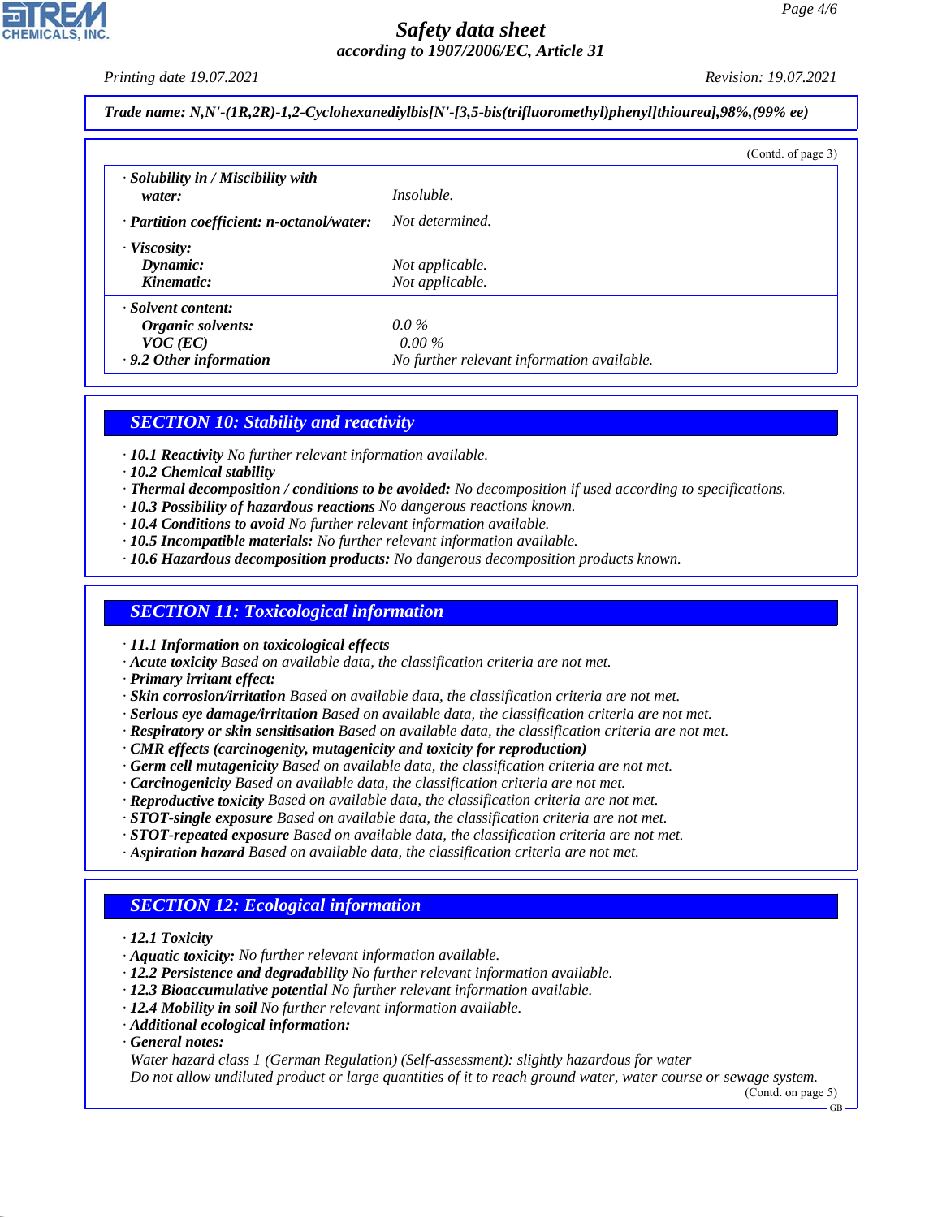**Trade name: N,N'-(1R,2R)-1,2-Cyclohexanediylbis[N'-[3,5-bis(trifluoromethyl)phenyl]thiourea],98%,(99% ee)**

(Contd. of page 3)

| | |
|---|---|
| · **Solubility in / Miscibility with water:** | Insoluble. |
| · **Partition coefficient: n-octanol/water:** | Not determined. |
| · **Viscosity:** | |
| **Dynamic:** | Not applicable. |
| **Kinematic:** | Not applicable. |
| · **Solvent content:** | |
| **Organic solvents:** | 0.0 % |
| **VOC (EC)** | 0.00 % |
| · **9.2 Other information** | No further relevant information available. |

## SECTION 10: Stability and reactivity

· **10.1 Reactivity** No further relevant information available.
· **10.2 Chemical stability**
· **Thermal decomposition / conditions to be avoided:** No decomposition if used according to specifications.
· **10.3 Possibility of hazardous reactions** No dangerous reactions known.
· **10.4 Conditions to avoid** No further relevant information available.
· **10.5 Incompatible materials:** No further relevant information available.
· **10.6 Hazardous decomposition products:** No dangerous decomposition products known.

## SECTION 11: Toxicological information

· **11.1 Information on toxicological effects**
· **Acute toxicity** Based on available data, the classification criteria are not met.
· **Primary irritant effect:**
· **Skin corrosion/irritation** Based on available data, the classification criteria are not met.
· **Serious eye damage/irritation** Based on available data, the classification criteria are not met.
· **Respiratory or skin sensitisation** Based on available data, the classification criteria are not met.
· **CMR effects (carcinogenity, mutagenicity and toxicity for reproduction)**
· **Germ cell mutagenicity** Based on available data, the classification criteria are not met.
· **Carcinogenicity** Based on available data, the classification criteria are not met.
· **Reproductive toxicity** Based on available data, the classification criteria are not met.
· **STOT-single exposure** Based on available data, the classification criteria are not met.
· **STOT-repeated exposure** Based on available data, the classification criteria are not met.
· **Aspiration hazard** Based on available data, the classification criteria are not met.

## SECTION 12: Ecological information

· **12.1 Toxicity**
· **Aquatic toxicity:** No further relevant information available.
· **12.2 Persistence and degradability** No further relevant information available.
· **12.3 Bioaccumulative potential** No further relevant information available.
· **12.4 Mobility in soil** No further relevant information available.
· **Additional ecological information:**
· **General notes:**
Water hazard class 1 (German Regulation) (Self-assessment): slightly hazardous for water
Do not allow undiluted product or large quantities of it to reach ground water, water course or sewage system.

(Contd. on page 5)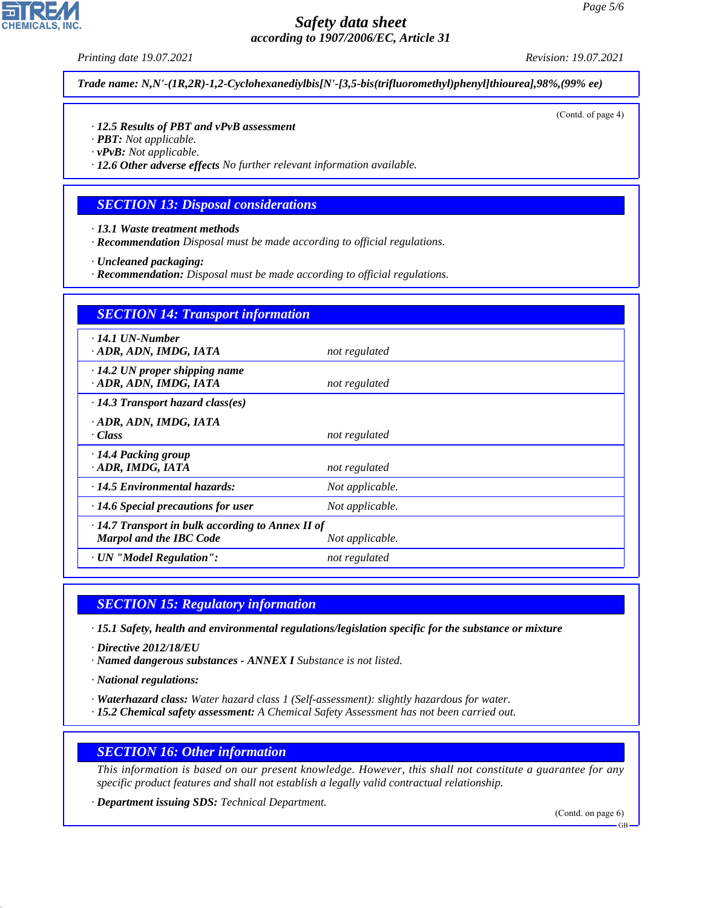Trade name: N,N'-(1R,2R)-1,2-Cyclohexanediylbis[N'-[3,5-bis(trifluoromethyl)phenyl]thiourea],98%,(99% ee)

(Contd. of page 4)

· **12.5 Results of PBT and vPvB assessment**
· **PBT:** Not applicable.
· **vPvB:** Not applicable.
· **12.6 Other adverse effects** No further relevant information available.

## SECTION 13: Disposal considerations

· **13.1 Waste treatment methods**
· **Recommendation** Disposal must be made according to official regulations.

· **Uncleaned packaging:**
· **Recommendation:** Disposal must be made according to official regulations.

## SECTION 14: Transport information

| | |
|---|---|
| · **14.1 UN-Number**<br>· **ADR, ADN, IMDG, IATA** | not regulated |
| · **14.2 UN proper shipping name**<br>· **ADR, ADN, IMDG, IATA** | not regulated |
| · **14.3 Transport hazard class(es)**<br>· **ADR, ADN, IMDG, IATA**<br>· **Class** | not regulated |
| · **14.4 Packing group**<br>· **ADR, IMDG, IATA** | not regulated |
| · **14.5 Environmental hazards:** | Not applicable. |
| · **14.6 Special precautions for user** | Not applicable. |
| · **14.7 Transport in bulk according to Annex II of Marpol and the IBC Code** | Not applicable. |
| · **UN "Model Regulation":** | not regulated |

## SECTION 15: Regulatory information

· **15.1 Safety, health and environmental regulations/legislation specific for the substance or mixture**

· **Directive 2012/18/EU**
· **Named dangerous substances - ANNEX I** Substance is not listed.

· **National regulations:**

· **Waterhazard class:** Water hazard class 1 (Self-assessment): slightly hazardous for water.
· **15.2 Chemical safety assessment:** A Chemical Safety Assessment has not been carried out.

## SECTION 16: Other information

This information is based on our present knowledge. However, this shall not constitute a guarantee for any specific product features and shall not establish a legally valid contractual relationship.

· **Department issuing SDS:** Technical Department.

(Contd. on page 6)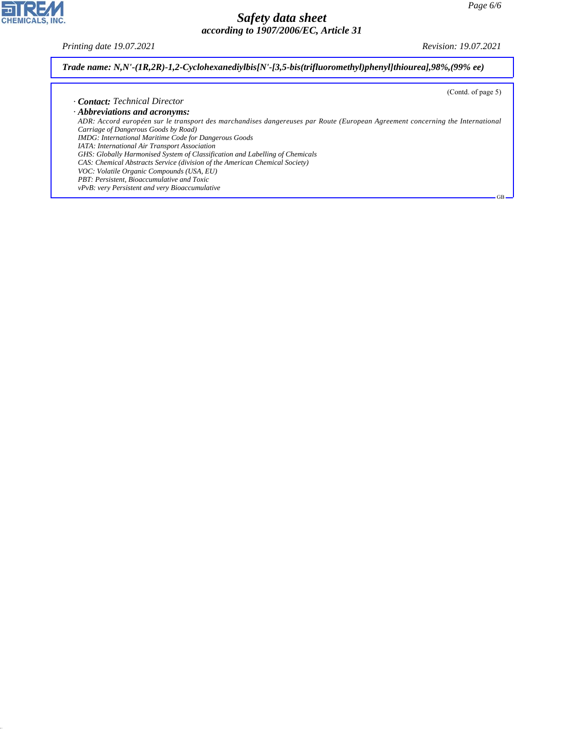**Trade name: N,N'-(1R,2R)-1,2-Cyclohexanediylbis[N'-[3,5-bis(trifluoromethyl)phenyl]thiourea],98%,(99% ee)**

(Contd. of page 5)

· **Contact:** Technical Director

· **Abbreviations and acronyms:**

ADR: Accord européen sur le transport des marchandises dangereuses par Route (European Agreement concerning the International Carriage of Dangerous Goods by Road)
IMDG: International Maritime Code for Dangerous Goods
IATA: International Air Transport Association
GHS: Globally Harmonised System of Classification and Labelling of Chemicals
CAS: Chemical Abstracts Service (division of the American Chemical Society)
VOC: Volatile Organic Compounds (USA, EU)
PBT: Persistent, Bioaccumulative and Toxic
vPvB: very Persistent and very Bioaccumulative

GB